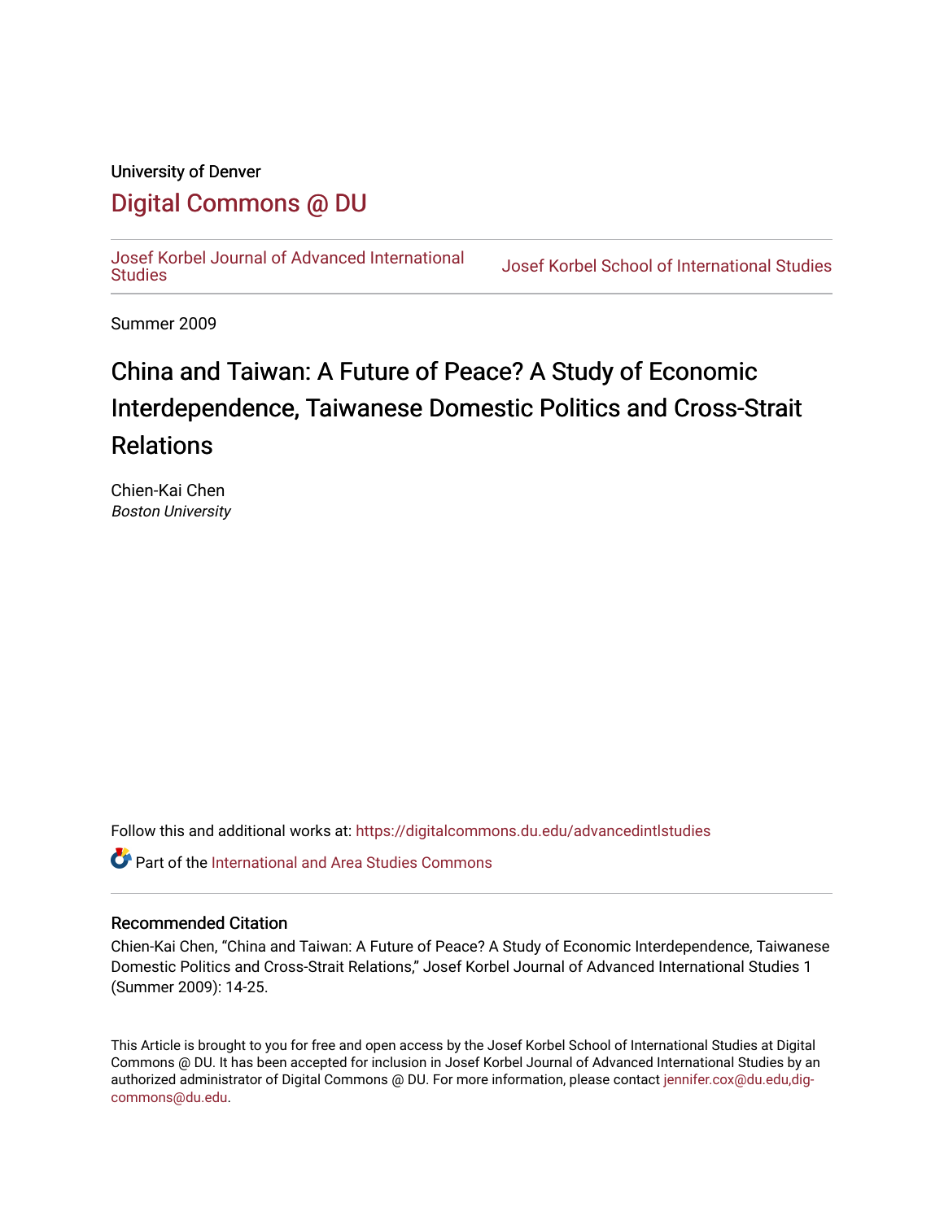University of Denver

# Digital Commons @ DU

Josef Korbel Journal of Advanced International Studies | Josef Korbel School of International Studies

Summer 2009

# China and Taiwan: A Future of Peace? A Study of Economic Interdependence, Taiwanese Domestic Politics and Cross-Strait Relations

Chien-Kai Chen
*Boston University*

Follow this and additional works at: https://digitalcommons.du.edu/advancedintlstudies

Part of the International and Area Studies Commons

## Recommended Citation

Chien-Kai Chen, "China and Taiwan: A Future of Peace? A Study of Economic Interdependence, Taiwanese Domestic Politics and Cross-Strait Relations," Josef Korbel Journal of Advanced International Studies 1 (Summer 2009): 14-25.

This Article is brought to you for free and open access by the Josef Korbel School of International Studies at Digital Commons @ DU. It has been accepted for inclusion in Josef Korbel Journal of Advanced International Studies by an authorized administrator of Digital Commons @ DU. For more information, please contact jennifer.cox@du.edu,dig-commons@du.edu.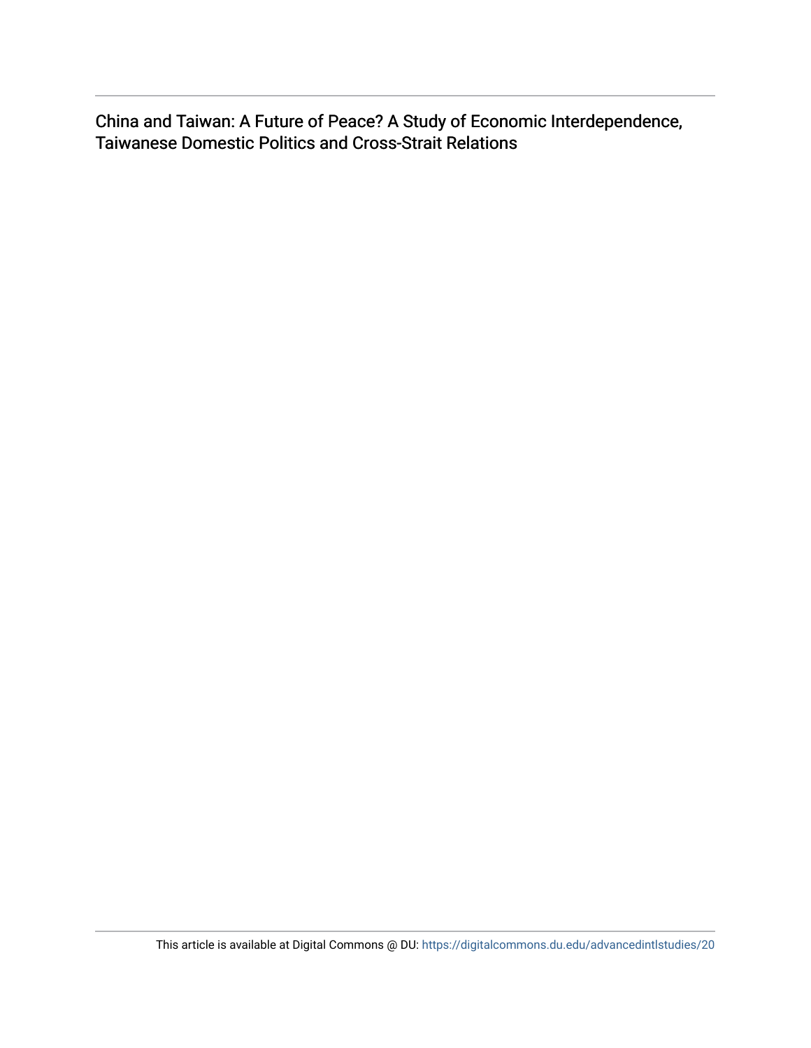China and Taiwan: A Future of Peace? A Study of Economic Interdependence, Taiwanese Domestic Politics and Cross-Strait Relations

This article is available at Digital Commons @ DU: https://digitalcommons.du.edu/advancedintlstudies/20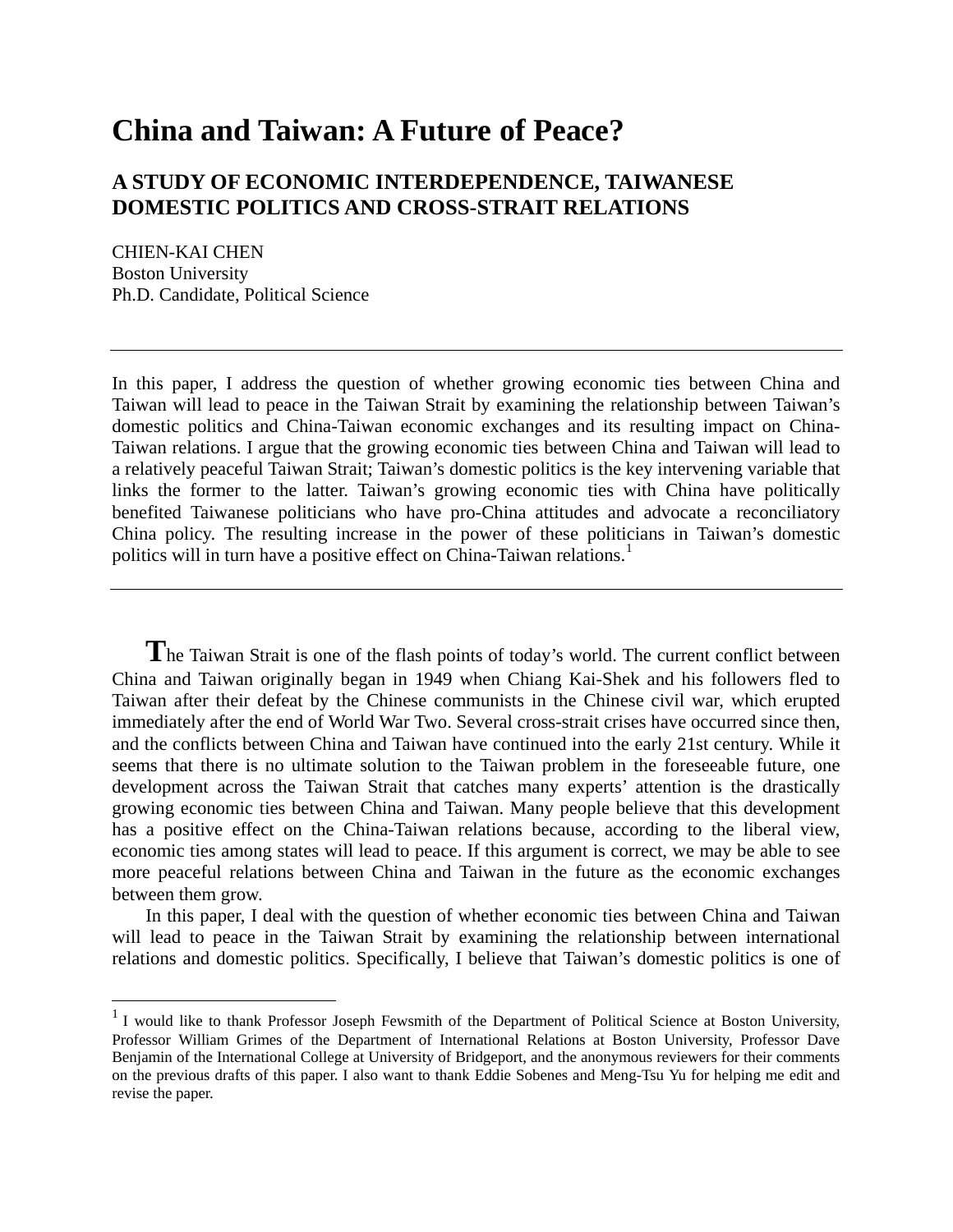# China and Taiwan: A Future of Peace?

## A STUDY OF ECONOMIC INTERDEPENDENCE, TAIWANESE DOMESTIC POLITICS AND CROSS-STRAIT RELATIONS

CHIEN-KAI CHEN
Boston University
Ph.D. Candidate, Political Science

---

In this paper, I address the question of whether growing economic ties between China and Taiwan will lead to peace in the Taiwan Strait by examining the relationship between Taiwan's domestic politics and China-Taiwan economic exchanges and its resulting impact on China-Taiwan relations. I argue that the growing economic ties between China and Taiwan will lead to a relatively peaceful Taiwan Strait; Taiwan's domestic politics is the key intervening variable that links the former to the latter. Taiwan's growing economic ties with China have politically benefited Taiwanese politicians who have pro-China attitudes and advocate a reconciliatory China policy. The resulting increase in the power of these politicians in Taiwan's domestic politics will in turn have a positive effect on China-Taiwan relations.[1]

---

The Taiwan Strait is one of the flash points of today's world. The current conflict between China and Taiwan originally began in 1949 when Chiang Kai-Shek and his followers fled to Taiwan after their defeat by the Chinese communists in the Chinese civil war, which erupted immediately after the end of World War Two. Several cross-strait crises have occurred since then, and the conflicts between China and Taiwan have continued into the early 21st century. While it seems that there is no ultimate solution to the Taiwan problem in the foreseeable future, one development across the Taiwan Strait that catches many experts' attention is the drastically growing economic ties between China and Taiwan. Many people believe that this development has a positive effect on the China-Taiwan relations because, according to the liberal view, economic ties among states will lead to peace. If this argument is correct, we may be able to see more peaceful relations between China and Taiwan in the future as the economic exchanges between them grow.

In this paper, I deal with the question of whether economic ties between China and Taiwan will lead to peace in the Taiwan Strait by examining the relationship between international relations and domestic politics. Specifically, I believe that Taiwan's domestic politics is one of

[1] I would like to thank Professor Joseph Fewsmith of the Department of Political Science at Boston University, Professor William Grimes of the Department of International Relations at Boston University, Professor Dave Benjamin of the International College at University of Bridgeport, and the anonymous reviewers for their comments on the previous drafts of this paper. I also want to thank Eddie Sobenes and Meng-Tsu Yu for helping me edit and revise the paper.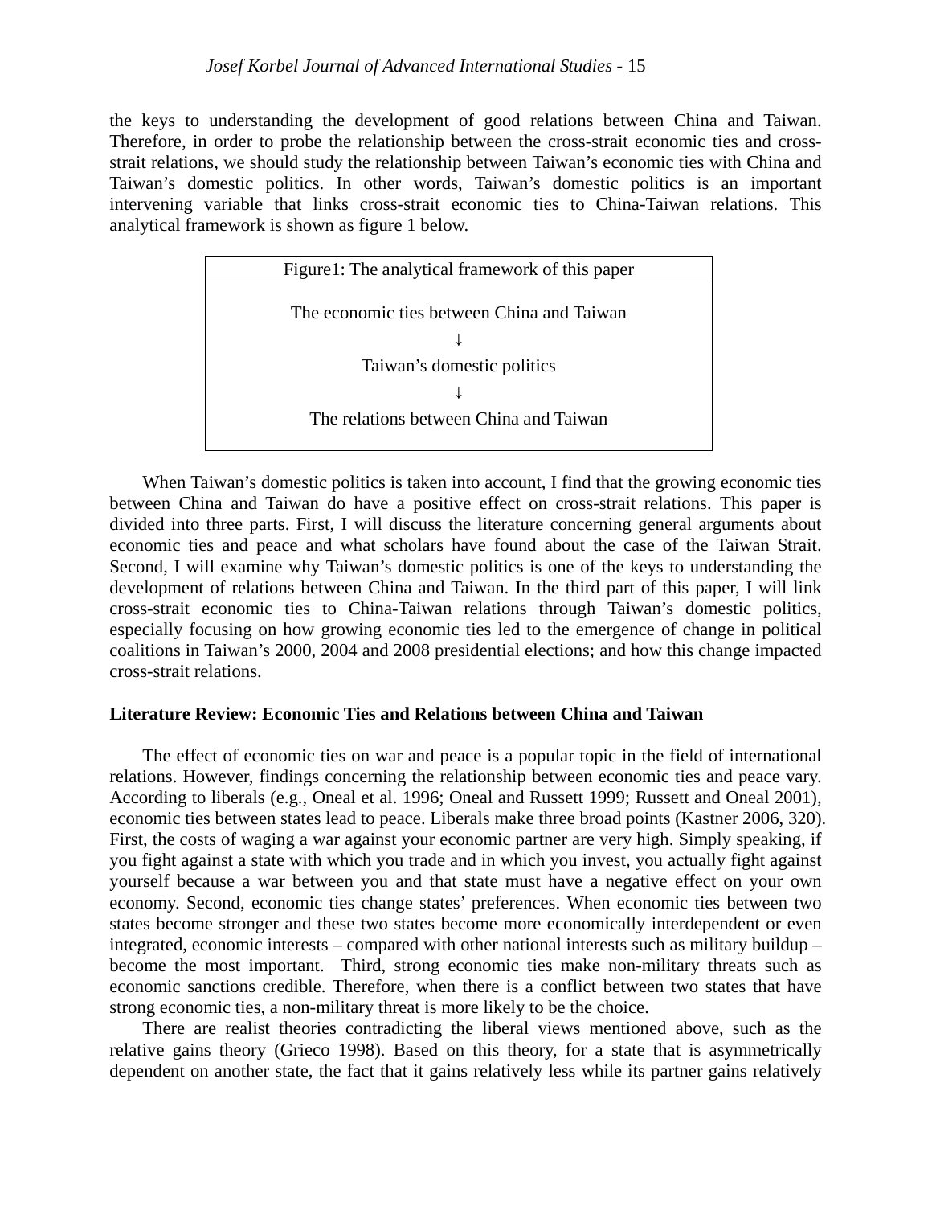the keys to understanding the development of good relations between China and Taiwan. Therefore, in order to probe the relationship between the cross-strait economic ties and cross-strait relations, we should study the relationship between Taiwan's economic ties with China and Taiwan's domestic politics. In other words, Taiwan's domestic politics is an important intervening variable that links cross-strait economic ties to China-Taiwan relations. This analytical framework is shown as figure 1 below.

| Figure1: The analytical framework of this paper |
|---|
| The economic ties between China and Taiwan<br>↓<br>Taiwan's domestic politics<br>↓<br>The relations between China and Taiwan |

When Taiwan's domestic politics is taken into account, I find that the growing economic ties between China and Taiwan do have a positive effect on cross-strait relations. This paper is divided into three parts. First, I will discuss the literature concerning general arguments about economic ties and peace and what scholars have found about the case of the Taiwan Strait. Second, I will examine why Taiwan's domestic politics is one of the keys to understanding the development of relations between China and Taiwan. In the third part of this paper, I will link cross-strait economic ties to China-Taiwan relations through Taiwan's domestic politics, especially focusing on how growing economic ties led to the emergence of change in political coalitions in Taiwan's 2000, 2004 and 2008 presidential elections; and how this change impacted cross-strait relations.

**Literature Review: Economic Ties and Relations between China and Taiwan**

The effect of economic ties on war and peace is a popular topic in the field of international relations. However, findings concerning the relationship between economic ties and peace vary. According to liberals (e.g., Oneal et al. 1996; Oneal and Russett 1999; Russett and Oneal 2001), economic ties between states lead to peace. Liberals make three broad points (Kastner 2006, 320). First, the costs of waging a war against your economic partner are very high. Simply speaking, if you fight against a state with which you trade and in which you invest, you actually fight against yourself because a war between you and that state must have a negative effect on your own economy. Second, economic ties change states' preferences. When economic ties between two states become stronger and these two states become more economically interdependent or even integrated, economic interests – compared with other national interests such as military buildup – become the most important. Third, strong economic ties make non-military threats such as economic sanctions credible. Therefore, when there is a conflict between two states that have strong economic ties, a non-military threat is more likely to be the choice.

There are realist theories contradicting the liberal views mentioned above, such as the relative gains theory (Grieco 1998). Based on this theory, for a state that is asymmetrically dependent on another state, the fact that it gains relatively less while its partner gains relatively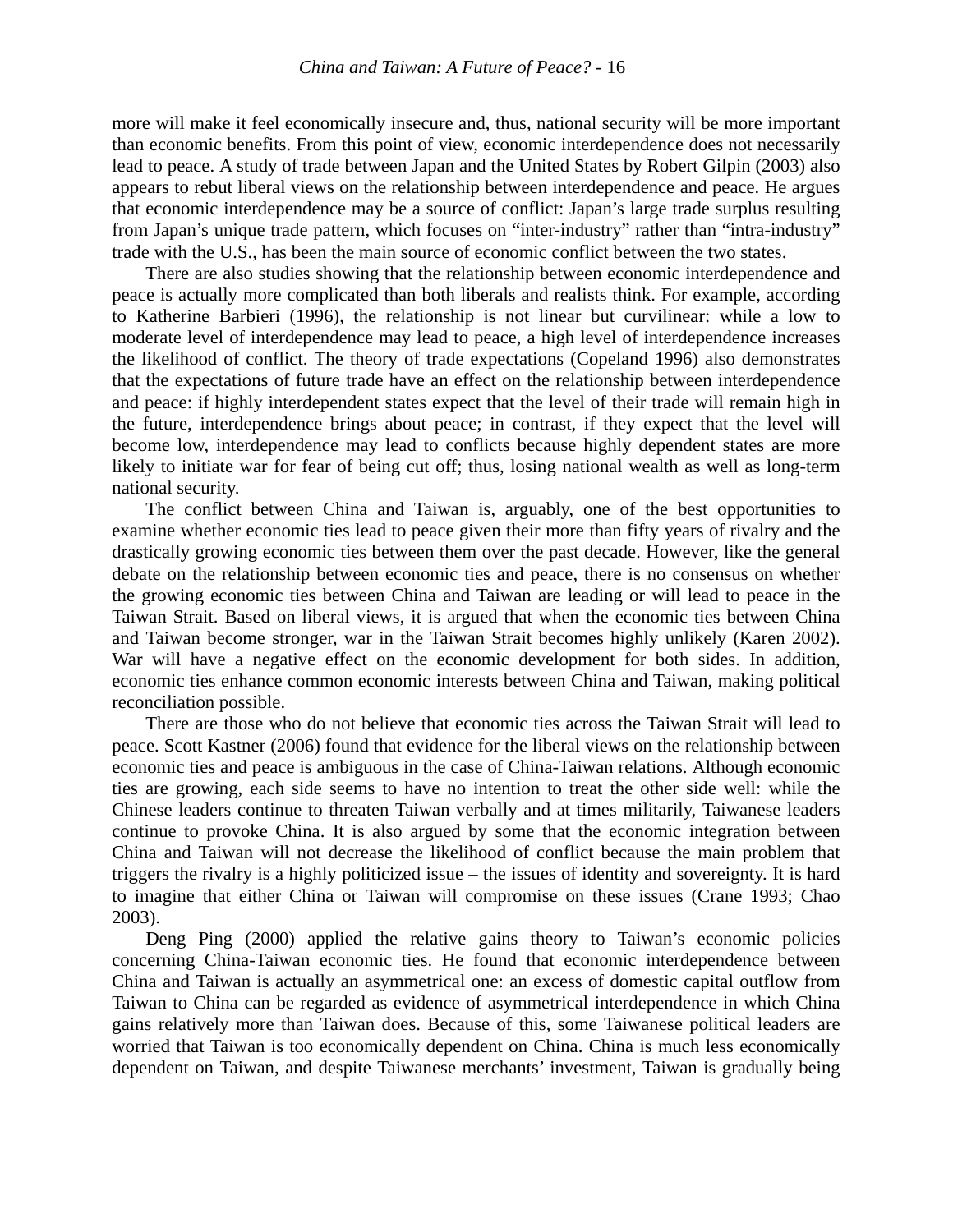more will make it feel economically insecure and, thus, national security will be more important than economic benefits. From this point of view, economic interdependence does not necessarily lead to peace. A study of trade between Japan and the United States by Robert Gilpin (2003) also appears to rebut liberal views on the relationship between interdependence and peace. He argues that economic interdependence may be a source of conflict: Japan's large trade surplus resulting from Japan's unique trade pattern, which focuses on "inter-industry" rather than "intra-industry" trade with the U.S., has been the main source of economic conflict between the two states.

There are also studies showing that the relationship between economic interdependence and peace is actually more complicated than both liberals and realists think. For example, according to Katherine Barbieri (1996), the relationship is not linear but curvilinear: while a low to moderate level of interdependence may lead to peace, a high level of interdependence increases the likelihood of conflict. The theory of trade expectations (Copeland 1996) also demonstrates that the expectations of future trade have an effect on the relationship between interdependence and peace: if highly interdependent states expect that the level of their trade will remain high in the future, interdependence brings about peace; in contrast, if they expect that the level will become low, interdependence may lead to conflicts because highly dependent states are more likely to initiate war for fear of being cut off; thus, losing national wealth as well as long-term national security.

The conflict between China and Taiwan is, arguably, one of the best opportunities to examine whether economic ties lead to peace given their more than fifty years of rivalry and the drastically growing economic ties between them over the past decade. However, like the general debate on the relationship between economic ties and peace, there is no consensus on whether the growing economic ties between China and Taiwan are leading or will lead to peace in the Taiwan Strait. Based on liberal views, it is argued that when the economic ties between China and Taiwan become stronger, war in the Taiwan Strait becomes highly unlikely (Karen 2002). War will have a negative effect on the economic development for both sides. In addition, economic ties enhance common economic interests between China and Taiwan, making political reconciliation possible.

There are those who do not believe that economic ties across the Taiwan Strait will lead to peace. Scott Kastner (2006) found that evidence for the liberal views on the relationship between economic ties and peace is ambiguous in the case of China-Taiwan relations. Although economic ties are growing, each side seems to have no intention to treat the other side well: while the Chinese leaders continue to threaten Taiwan verbally and at times militarily, Taiwanese leaders continue to provoke China. It is also argued by some that the economic integration between China and Taiwan will not decrease the likelihood of conflict because the main problem that triggers the rivalry is a highly politicized issue – the issues of identity and sovereignty. It is hard to imagine that either China or Taiwan will compromise on these issues (Crane 1993; Chao 2003).

Deng Ping (2000) applied the relative gains theory to Taiwan's economic policies concerning China-Taiwan economic ties. He found that economic interdependence between China and Taiwan is actually an asymmetrical one: an excess of domestic capital outflow from Taiwan to China can be regarded as evidence of asymmetrical interdependence in which China gains relatively more than Taiwan does. Because of this, some Taiwanese political leaders are worried that Taiwan is too economically dependent on China. China is much less economically dependent on Taiwan, and despite Taiwanese merchants' investment, Taiwan is gradually being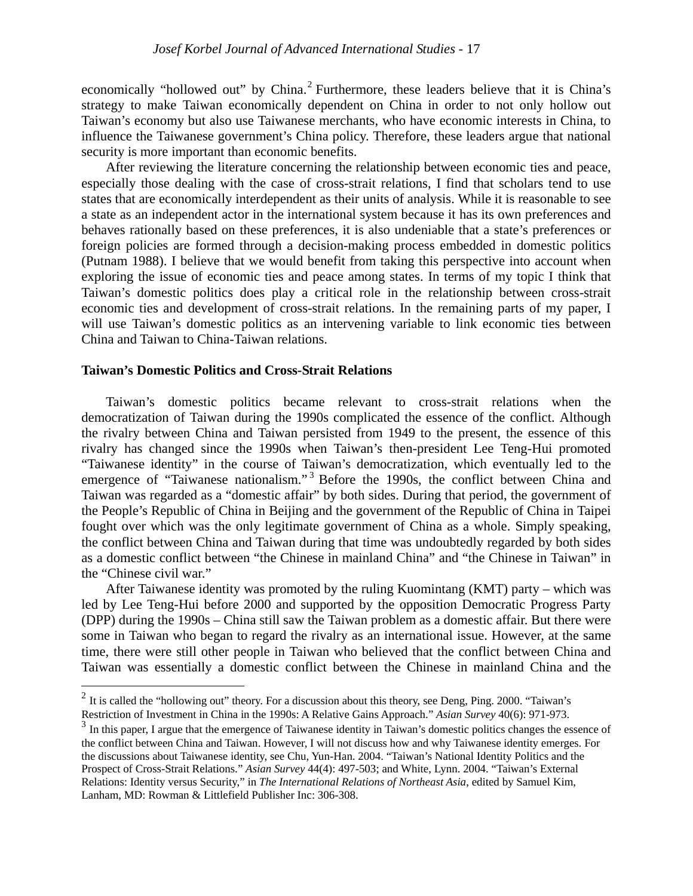economically "hollowed out" by China.[2] Furthermore, these leaders believe that it is China's strategy to make Taiwan economically dependent on China in order to not only hollow out Taiwan's economy but also use Taiwanese merchants, who have economic interests in China, to influence the Taiwanese government's China policy. Therefore, these leaders argue that national security is more important than economic benefits.

After reviewing the literature concerning the relationship between economic ties and peace, especially those dealing with the case of cross-strait relations, I find that scholars tend to use states that are economically interdependent as their units of analysis. While it is reasonable to see a state as an independent actor in the international system because it has its own preferences and behaves rationally based on these preferences, it is also undeniable that a state's preferences or foreign policies are formed through a decision-making process embedded in domestic politics (Putnam 1988). I believe that we would benefit from taking this perspective into account when exploring the issue of economic ties and peace among states. In terms of my topic I think that Taiwan's domestic politics does play a critical role in the relationship between cross-strait economic ties and development of cross-strait relations. In the remaining parts of my paper, I will use Taiwan's domestic politics as an intervening variable to link economic ties between China and Taiwan to China-Taiwan relations.

**Taiwan's Domestic Politics and Cross-Strait Relations**

Taiwan's domestic politics became relevant to cross-strait relations when the democratization of Taiwan during the 1990s complicated the essence of the conflict. Although the rivalry between China and Taiwan persisted from 1949 to the present, the essence of this rivalry has changed since the 1990s when Taiwan's then-president Lee Teng-Hui promoted "Taiwanese identity" in the course of Taiwan's democratization, which eventually led to the emergence of "Taiwanese nationalism."[3] Before the 1990s, the conflict between China and Taiwan was regarded as a "domestic affair" by both sides. During that period, the government of the People's Republic of China in Beijing and the government of the Republic of China in Taipei fought over which was the only legitimate government of China as a whole. Simply speaking, the conflict between China and Taiwan during that time was undoubtedly regarded by both sides as a domestic conflict between "the Chinese in mainland China" and "the Chinese in Taiwan" in the "Chinese civil war."

After Taiwanese identity was promoted by the ruling Kuomintang (KMT) party – which was led by Lee Teng-Hui before 2000 and supported by the opposition Democratic Progress Party (DPP) during the 1990s – China still saw the Taiwan problem as a domestic affair. But there were some in Taiwan who began to regard the rivalry as an international issue. However, at the same time, there were still other people in Taiwan who believed that the conflict between China and Taiwan was essentially a domestic conflict between the Chinese in mainland China and the

---

[2] It is called the "hollowing out" theory. For a discussion about this theory, see Deng, Ping. 2000. "Taiwan's Restriction of Investment in China in the 1990s: A Relative Gains Approach." *Asian Survey* 40(6): 971-973.

[3] In this paper, I argue that the emergence of Taiwanese identity in Taiwan's domestic politics changes the essence of the conflict between China and Taiwan. However, I will not discuss how and why Taiwanese identity emerges. For the discussions about Taiwanese identity, see Chu, Yun-Han. 2004. "Taiwan's National Identity Politics and the Prospect of Cross-Strait Relations." *Asian Survey* 44(4): 497-503; and White, Lynn. 2004. "Taiwan's External Relations: Identity versus Security," in *The International Relations of Northeast Asia*, edited by Samuel Kim, Lanham, MD: Rowman & Littlefield Publisher Inc: 306-308.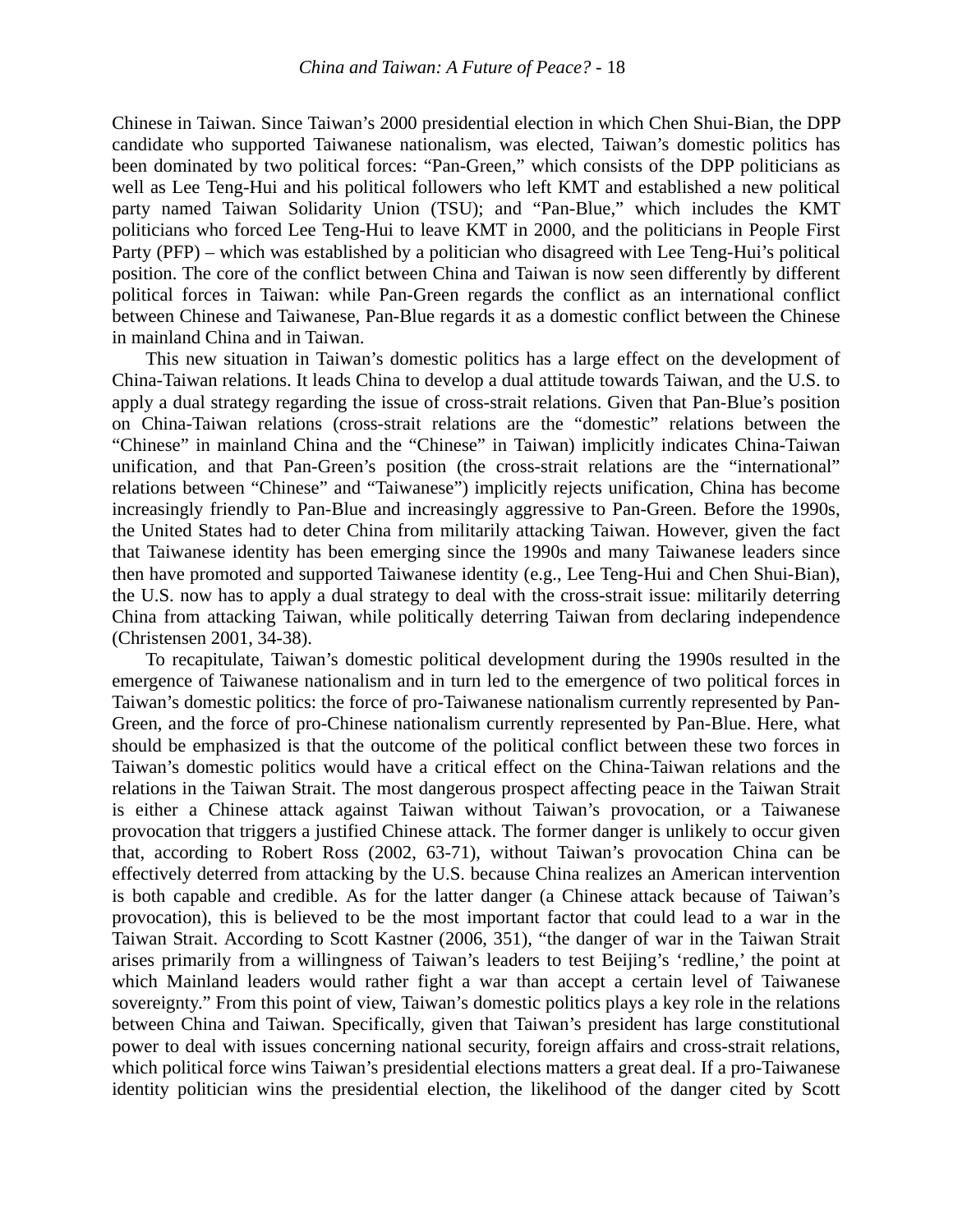Chinese in Taiwan. Since Taiwan's 2000 presidential election in which Chen Shui-Bian, the DPP candidate who supported Taiwanese nationalism, was elected, Taiwan's domestic politics has been dominated by two political forces: "Pan-Green," which consists of the DPP politicians as well as Lee Teng-Hui and his political followers who left KMT and established a new political party named Taiwan Solidarity Union (TSU); and "Pan-Blue," which includes the KMT politicians who forced Lee Teng-Hui to leave KMT in 2000, and the politicians in People First Party (PFP) – which was established by a politician who disagreed with Lee Teng-Hui's political position. The core of the conflict between China and Taiwan is now seen differently by different political forces in Taiwan: while Pan-Green regards the conflict as an international conflict between Chinese and Taiwanese, Pan-Blue regards it as a domestic conflict between the Chinese in mainland China and in Taiwan.

This new situation in Taiwan's domestic politics has a large effect on the development of China-Taiwan relations. It leads China to develop a dual attitude towards Taiwan, and the U.S. to apply a dual strategy regarding the issue of cross-strait relations. Given that Pan-Blue's position on China-Taiwan relations (cross-strait relations are the "domestic" relations between the "Chinese" in mainland China and the "Chinese" in Taiwan) implicitly indicates China-Taiwan unification, and that Pan-Green's position (the cross-strait relations are the "international" relations between "Chinese" and "Taiwanese") implicitly rejects unification, China has become increasingly friendly to Pan-Blue and increasingly aggressive to Pan-Green. Before the 1990s, the United States had to deter China from militarily attacking Taiwan. However, given the fact that Taiwanese identity has been emerging since the 1990s and many Taiwanese leaders since then have promoted and supported Taiwanese identity (e.g., Lee Teng-Hui and Chen Shui-Bian), the U.S. now has to apply a dual strategy to deal with the cross-strait issue: militarily deterring China from attacking Taiwan, while politically deterring Taiwan from declaring independence (Christensen 2001, 34-38).

To recapitulate, Taiwan's domestic political development during the 1990s resulted in the emergence of Taiwanese nationalism and in turn led to the emergence of two political forces in Taiwan's domestic politics: the force of pro-Taiwanese nationalism currently represented by Pan-Green, and the force of pro-Chinese nationalism currently represented by Pan-Blue. Here, what should be emphasized is that the outcome of the political conflict between these two forces in Taiwan's domestic politics would have a critical effect on the China-Taiwan relations and the relations in the Taiwan Strait. The most dangerous prospect affecting peace in the Taiwan Strait is either a Chinese attack against Taiwan without Taiwan's provocation, or a Taiwanese provocation that triggers a justified Chinese attack. The former danger is unlikely to occur given that, according to Robert Ross (2002, 63-71), without Taiwan's provocation China can be effectively deterred from attacking by the U.S. because China realizes an American intervention is both capable and credible. As for the latter danger (a Chinese attack because of Taiwan's provocation), this is believed to be the most important factor that could lead to a war in the Taiwan Strait. According to Scott Kastner (2006, 351), "the danger of war in the Taiwan Strait arises primarily from a willingness of Taiwan's leaders to test Beijing's 'redline,' the point at which Mainland leaders would rather fight a war than accept a certain level of Taiwanese sovereignty." From this point of view, Taiwan's domestic politics plays a key role in the relations between China and Taiwan. Specifically, given that Taiwan's president has large constitutional power to deal with issues concerning national security, foreign affairs and cross-strait relations, which political force wins Taiwan's presidential elections matters a great deal. If a pro-Taiwanese identity politician wins the presidential election, the likelihood of the danger cited by Scott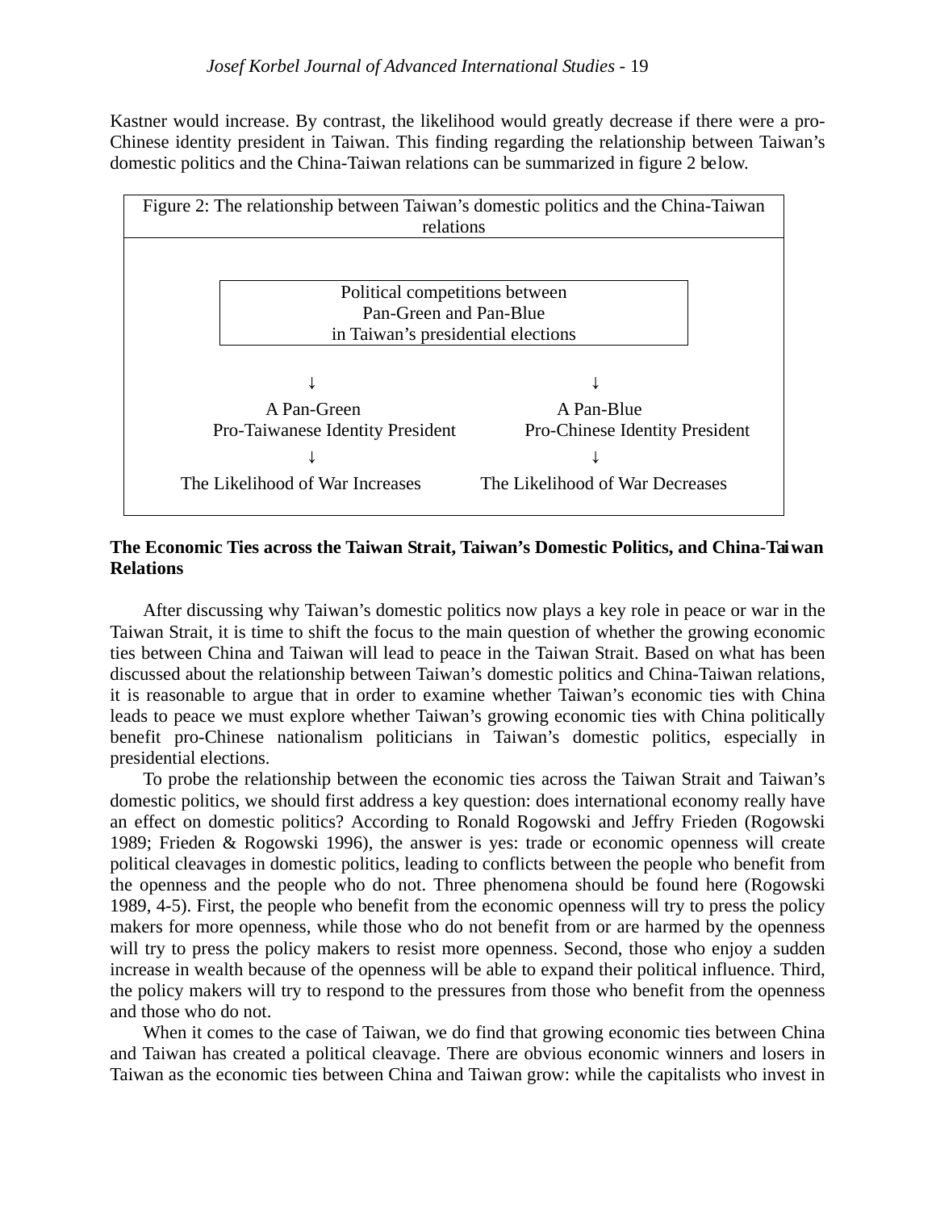Kastner would increase. By contrast, the likelihood would greatly decrease if there were a pro-Chinese identity president in Taiwan. This finding regarding the relationship between Taiwan's domestic politics and the China-Taiwan relations can be summarized in figure 2 below.

Figure 2: The relationship between Taiwan's domestic politics and the China-Taiwan relations

| Political competitions between Pan-Green and Pan-Blue in Taiwan's presidential elections | |
|---|---|
| ↓ | ↓ |
| A Pan-Green Pro-Taiwanese Identity President | A Pan-Blue Pro-Chinese Identity President |
| ↓ | ↓ |
| The Likelihood of War Increases | The Likelihood of War Decreases |

**The Economic Ties across the Taiwan Strait, Taiwan's Domestic Politics, and China-Taiwan Relations**

After discussing why Taiwan's domestic politics now plays a key role in peace or war in the Taiwan Strait, it is time to shift the focus to the main question of whether the growing economic ties between China and Taiwan will lead to peace in the Taiwan Strait. Based on what has been discussed about the relationship between Taiwan's domestic politics and China-Taiwan relations, it is reasonable to argue that in order to examine whether Taiwan's economic ties with China leads to peace we must explore whether Taiwan's growing economic ties with China politically benefit pro-Chinese nationalism politicians in Taiwan's domestic politics, especially in presidential elections.

To probe the relationship between the economic ties across the Taiwan Strait and Taiwan's domestic politics, we should first address a key question: does international economy really have an effect on domestic politics? According to Ronald Rogowski and Jeffry Frieden (Rogowski 1989; Frieden & Rogowski 1996), the answer is yes: trade or economic openness will create political cleavages in domestic politics, leading to conflicts between the people who benefit from the openness and the people who do not. Three phenomena should be found here (Rogowski 1989, 4-5). First, the people who benefit from the economic openness will try to press the policy makers for more openness, while those who do not benefit from or are harmed by the openness will try to press the policy makers to resist more openness. Second, those who enjoy a sudden increase in wealth because of the openness will be able to expand their political influence. Third, the policy makers will try to respond to the pressures from those who benefit from the openness and those who do not.

When it comes to the case of Taiwan, we do find that growing economic ties between China and Taiwan has created a political cleavage. There are obvious economic winners and losers in Taiwan as the economic ties between China and Taiwan grow: while the capitalists who invest in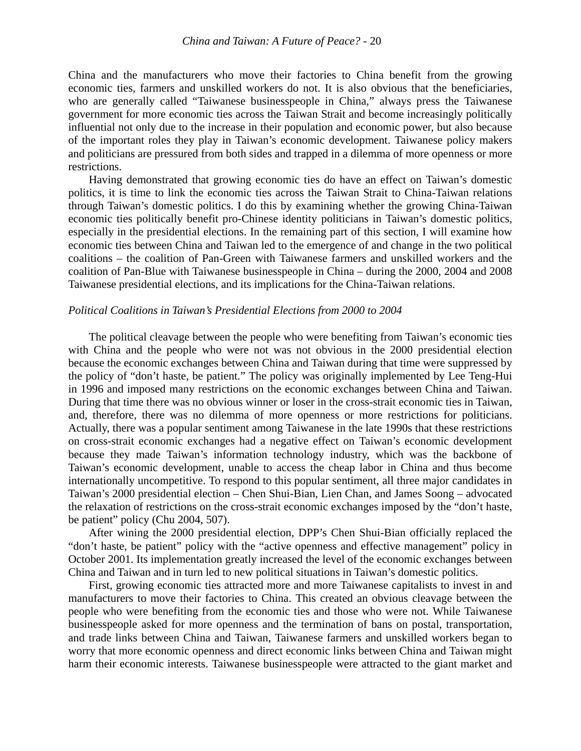China and the manufacturers who move their factories to China benefit from the growing economic ties, farmers and unskilled workers do not. It is also obvious that the beneficiaries, who are generally called "Taiwanese businesspeople in China," always press the Taiwanese government for more economic ties across the Taiwan Strait and become increasingly politically influential not only due to the increase in their population and economic power, but also because of the important roles they play in Taiwan's economic development. Taiwanese policy makers and politicians are pressured from both sides and trapped in a dilemma of more openness or more restrictions.

Having demonstrated that growing economic ties do have an effect on Taiwan's domestic politics, it is time to link the economic ties across the Taiwan Strait to China-Taiwan relations through Taiwan's domestic politics. I do this by examining whether the growing China-Taiwan economic ties politically benefit pro-Chinese identity politicians in Taiwan's domestic politics, especially in the presidential elections. In the remaining part of this section, I will examine how economic ties between China and Taiwan led to the emergence of and change in the two political coalitions – the coalition of Pan-Green with Taiwanese farmers and unskilled workers and the coalition of Pan-Blue with Taiwanese businesspeople in China – during the 2000, 2004 and 2008 Taiwanese presidential elections, and its implications for the China-Taiwan relations.

*Political Coalitions in Taiwan's Presidential Elections from 2000 to 2004*

The political cleavage between the people who were benefiting from Taiwan's economic ties with China and the people who were not was not obvious in the 2000 presidential election because the economic exchanges between China and Taiwan during that time were suppressed by the policy of "don't haste, be patient." The policy was originally implemented by Lee Teng-Hui in 1996 and imposed many restrictions on the economic exchanges between China and Taiwan. During that time there was no obvious winner or loser in the cross-strait economic ties in Taiwan, and, therefore, there was no dilemma of more openness or more restrictions for politicians. Actually, there was a popular sentiment among Taiwanese in the late 1990s that these restrictions on cross-strait economic exchanges had a negative effect on Taiwan's economic development because they made Taiwan's information technology industry, which was the backbone of Taiwan's economic development, unable to access the cheap labor in China and thus become internationally uncompetitive. To respond to this popular sentiment, all three major candidates in Taiwan's 2000 presidential election – Chen Shui-Bian, Lien Chan, and James Soong – advocated the relaxation of restrictions on the cross-strait economic exchanges imposed by the "don't haste, be patient" policy (Chu 2004, 507).

After wining the 2000 presidential election, DPP's Chen Shui-Bian officially replaced the "don't haste, be patient" policy with the "active openness and effective management" policy in October 2001. Its implementation greatly increased the level of the economic exchanges between China and Taiwan and in turn led to new political situations in Taiwan's domestic politics.

First, growing economic ties attracted more and more Taiwanese capitalists to invest in and manufacturers to move their factories to China. This created an obvious cleavage between the people who were benefiting from the economic ties and those who were not. While Taiwanese businesspeople asked for more openness and the termination of bans on postal, transportation, and trade links between China and Taiwan, Taiwanese farmers and unskilled workers began to worry that more economic openness and direct economic links between China and Taiwan might harm their economic interests. Taiwanese businesspeople were attracted to the giant market and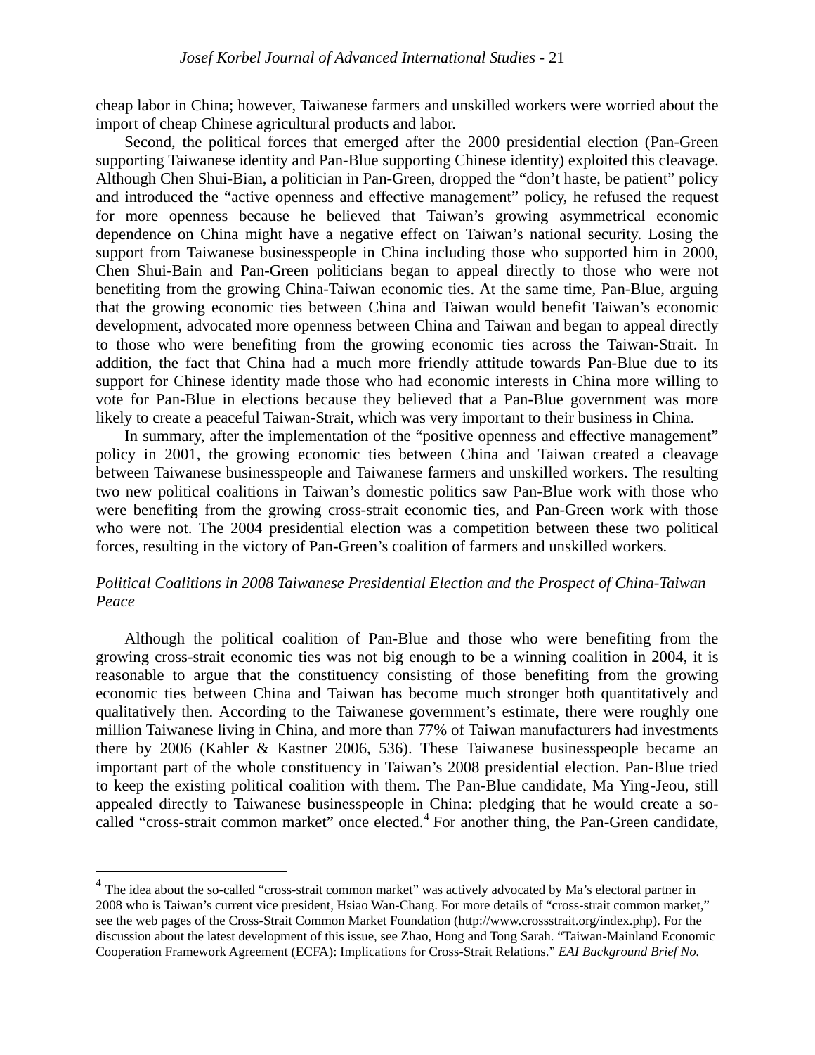cheap labor in China; however, Taiwanese farmers and unskilled workers were worried about the import of cheap Chinese agricultural products and labor.

Second, the political forces that emerged after the 2000 presidential election (Pan-Green supporting Taiwanese identity and Pan-Blue supporting Chinese identity) exploited this cleavage. Although Chen Shui-Bian, a politician in Pan-Green, dropped the "don't haste, be patient" policy and introduced the "active openness and effective management" policy, he refused the request for more openness because he believed that Taiwan's growing asymmetrical economic dependence on China might have a negative effect on Taiwan's national security. Losing the support from Taiwanese businesspeople in China including those who supported him in 2000, Chen Shui-Bain and Pan-Green politicians began to appeal directly to those who were not benefiting from the growing China-Taiwan economic ties. At the same time, Pan-Blue, arguing that the growing economic ties between China and Taiwan would benefit Taiwan's economic development, advocated more openness between China and Taiwan and began to appeal directly to those who were benefiting from the growing economic ties across the Taiwan-Strait. In addition, the fact that China had a much more friendly attitude towards Pan-Blue due to its support for Chinese identity made those who had economic interests in China more willing to vote for Pan-Blue in elections because they believed that a Pan-Blue government was more likely to create a peaceful Taiwan-Strait, which was very important to their business in China.

In summary, after the implementation of the "positive openness and effective management" policy in 2001, the growing economic ties between China and Taiwan created a cleavage between Taiwanese businesspeople and Taiwanese farmers and unskilled workers. The resulting two new political coalitions in Taiwan's domestic politics saw Pan-Blue work with those who were benefiting from the growing cross-strait economic ties, and Pan-Green work with those who were not. The 2004 presidential election was a competition between these two political forces, resulting in the victory of Pan-Green's coalition of farmers and unskilled workers.

*Political Coalitions in 2008 Taiwanese Presidential Election and the Prospect of China-Taiwan Peace*

Although the political coalition of Pan-Blue and those who were benefiting from the growing cross-strait economic ties was not big enough to be a winning coalition in 2004, it is reasonable to argue that the constituency consisting of those benefiting from the growing economic ties between China and Taiwan has become much stronger both quantitatively and qualitatively then. According to the Taiwanese government's estimate, there were roughly one million Taiwanese living in China, and more than 77% of Taiwan manufacturers had investments there by 2006 (Kahler & Kastner 2006, 536). These Taiwanese businesspeople became an important part of the whole constituency in Taiwan's 2008 presidential election. Pan-Blue tried to keep the existing political coalition with them. The Pan-Blue candidate, Ma Ying-Jeou, still appealed directly to Taiwanese businesspeople in China: pledging that he would create a so-called "cross-strait common market" once elected.[4] For another thing, the Pan-Green candidate,

[4] The idea about the so-called "cross-strait common market" was actively advocated by Ma's electoral partner in 2008 who is Taiwan's current vice president, Hsiao Wan-Chang. For more details of "cross-strait common market," see the web pages of the Cross-Strait Common Market Foundation (http://www.crossstrait.org/index.php). For the discussion about the latest development of this issue, see Zhao, Hong and Tong Sarah. "Taiwan-Mainland Economic Cooperation Framework Agreement (ECFA): Implications for Cross-Strait Relations." *EAI Background Brief No.*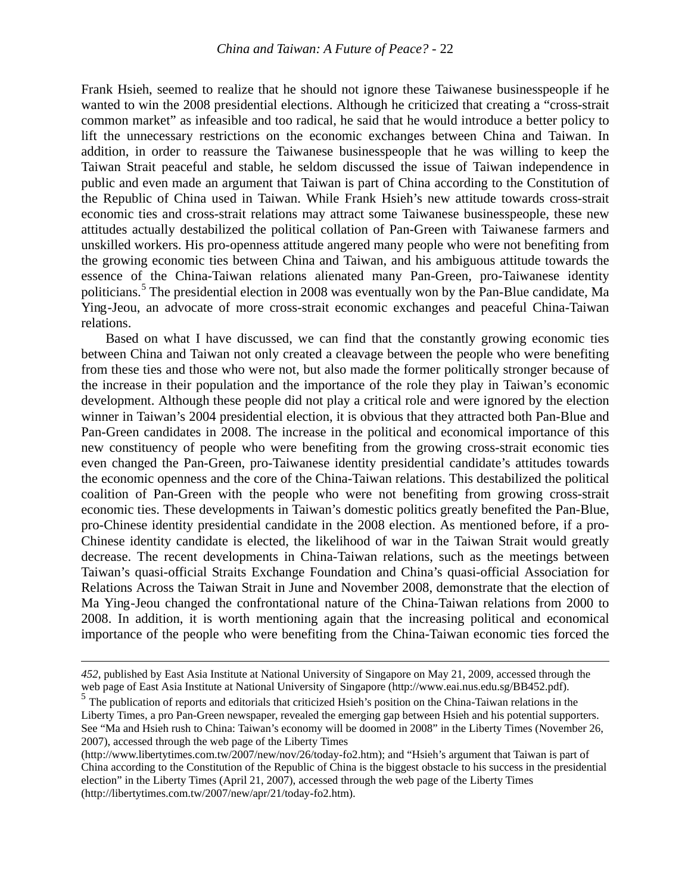Frank Hsieh, seemed to realize that he should not ignore these Taiwanese businesspeople if he wanted to win the 2008 presidential elections. Although he criticized that creating a "cross-strait common market" as infeasible and too radical, he said that he would introduce a better policy to lift the unnecessary restrictions on the economic exchanges between China and Taiwan. In addition, in order to reassure the Taiwanese businesspeople that he was willing to keep the Taiwan Strait peaceful and stable, he seldom discussed the issue of Taiwan independence in public and even made an argument that Taiwan is part of China according to the Constitution of the Republic of China used in Taiwan. While Frank Hsieh's new attitude towards cross-strait economic ties and cross-strait relations may attract some Taiwanese businesspeople, these new attitudes actually destabilized the political collation of Pan-Green with Taiwanese farmers and unskilled workers. His pro-openness attitude angered many people who were not benefiting from the growing economic ties between China and Taiwan, and his ambiguous attitude towards the essence of the China-Taiwan relations alienated many Pan-Green, pro-Taiwanese identity politicians.[5] The presidential election in 2008 was eventually won by the Pan-Blue candidate, Ma Ying-Jeou, an advocate of more cross-strait economic exchanges and peaceful China-Taiwan relations.

Based on what I have discussed, we can find that the constantly growing economic ties between China and Taiwan not only created a cleavage between the people who were benefiting from these ties and those who were not, but also made the former politically stronger because of the increase in their population and the importance of the role they play in Taiwan's economic development. Although these people did not play a critical role and were ignored by the election winner in Taiwan's 2004 presidential election, it is obvious that they attracted both Pan-Blue and Pan-Green candidates in 2008. The increase in the political and economical importance of this new constituency of people who were benefiting from the growing cross-strait economic ties even changed the Pan-Green, pro-Taiwanese identity presidential candidate's attitudes towards the economic openness and the core of the China-Taiwan relations. This destabilized the political coalition of Pan-Green with the people who were not benefiting from growing cross-strait economic ties. These developments in Taiwan's domestic politics greatly benefited the Pan-Blue, pro-Chinese identity presidential candidate in the 2008 election. As mentioned before, if a pro-Chinese identity candidate is elected, the likelihood of war in the Taiwan Strait would greatly decrease. The recent developments in China-Taiwan relations, such as the meetings between Taiwan's quasi-official Straits Exchange Foundation and China's quasi-official Association for Relations Across the Taiwan Strait in June and November 2008, demonstrate that the election of Ma Ying-Jeou changed the confrontational nature of the China-Taiwan relations from 2000 to 2008. In addition, it is worth mentioning again that the increasing political and economical importance of the people who were benefiting from the China-Taiwan economic ties forced the

---

*452*, published by East Asia Institute at National University of Singapore on May 21, 2009, accessed through the web page of East Asia Institute at National University of Singapore (http://www.eai.nus.edu.sg/BB452.pdf).

[5] The publication of reports and editorials that criticized Hsieh's position on the China-Taiwan relations in the Liberty Times, a pro Pan-Green newspaper, revealed the emerging gap between Hsieh and his potential supporters. See "Ma and Hsieh rush to China: Taiwan's economy will be doomed in 2008" in the Liberty Times (November 26, 2007), accessed through the web page of the Liberty Times (http://www.libertytimes.com.tw/2007/new/nov/26/today-fo2.htm); and "Hsieh's argument that Taiwan is part of China according to the Constitution of the Republic of China is the biggest obstacle to his success in the presidential election" in the Liberty Times (April 21, 2007), accessed through the web page of the Liberty Times (http://libertytimes.com.tw/2007/new/apr/21/today-fo2.htm).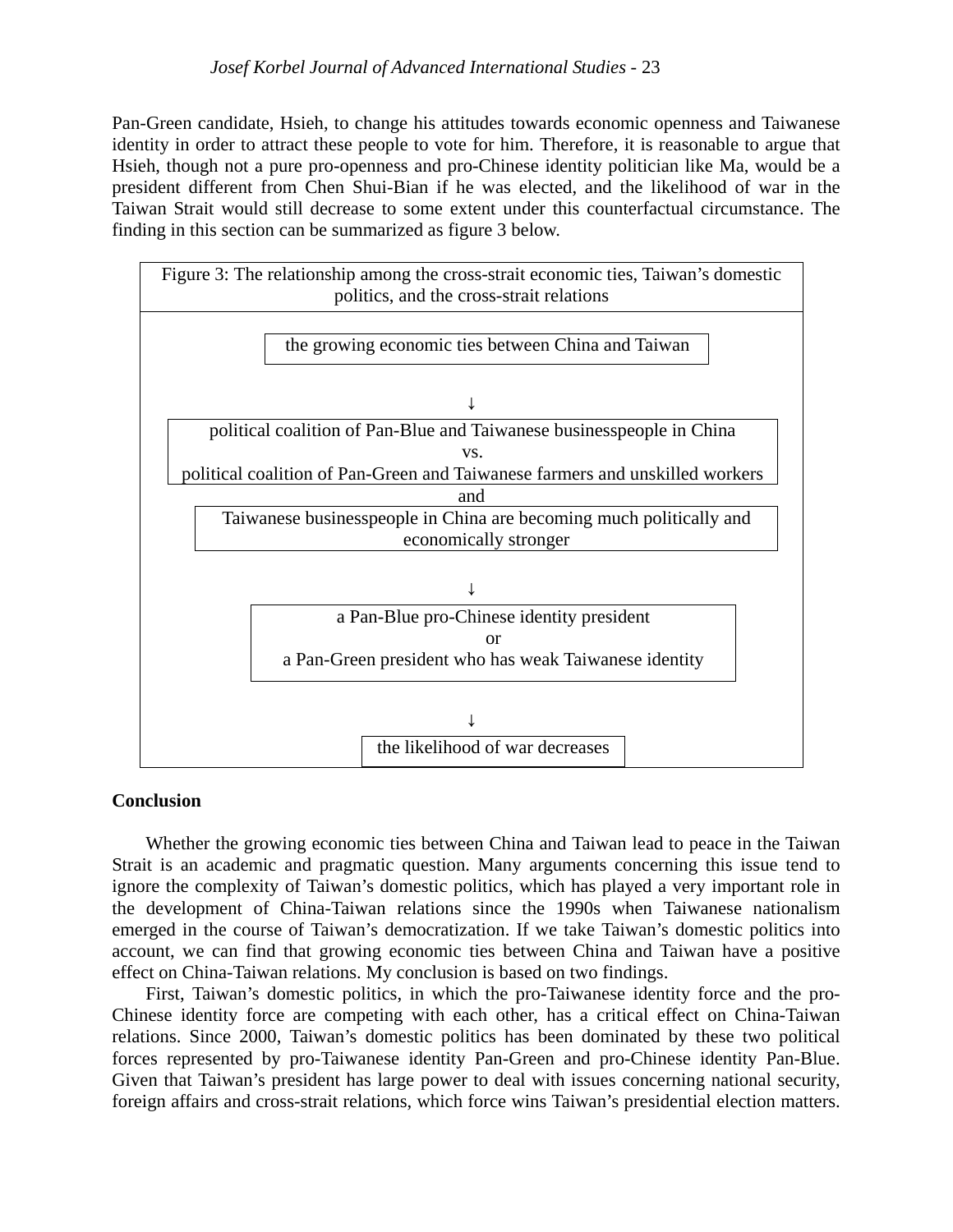Pan-Green candidate, Hsieh, to change his attitudes towards economic openness and Taiwanese identity in order to attract these people to vote for him. Therefore, it is reasonable to argue that Hsieh, though not a pure pro-openness and pro-Chinese identity politician like Ma, would be a president different from Chen Shui-Bian if he was elected, and the likelihood of war in the Taiwan Strait would still decrease to some extent under this counterfactual circumstance. The finding in this section can be summarized as figure 3 below.

Figure 3: The relationship among the cross-strait economic ties, Taiwan's domestic politics, and the cross-strait relations

the growing economic ties between China and Taiwan

↓

political coalition of Pan-Blue and Taiwanese businesspeople in China
vs.
political coalition of Pan-Green and Taiwanese farmers and unskilled workers

and

Taiwanese businesspeople in China are becoming much politically and economically stronger

↓

a Pan-Blue pro-Chinese identity president
or
a Pan-Green president who has weak Taiwanese identity

↓

the likelihood of war decreases

**Conclusion**

Whether the growing economic ties between China and Taiwan lead to peace in the Taiwan Strait is an academic and pragmatic question. Many arguments concerning this issue tend to ignore the complexity of Taiwan's domestic politics, which has played a very important role in the development of China-Taiwan relations since the 1990s when Taiwanese nationalism emerged in the course of Taiwan's democratization. If we take Taiwan's domestic politics into account, we can find that growing economic ties between China and Taiwan have a positive effect on China-Taiwan relations. My conclusion is based on two findings.

First, Taiwan's domestic politics, in which the pro-Taiwanese identity force and the pro-Chinese identity force are competing with each other, has a critical effect on China-Taiwan relations. Since 2000, Taiwan's domestic politics has been dominated by these two political forces represented by pro-Taiwanese identity Pan-Green and pro-Chinese identity Pan-Blue. Given that Taiwan's president has large power to deal with issues concerning national security, foreign affairs and cross-strait relations, which force wins Taiwan's presidential election matters.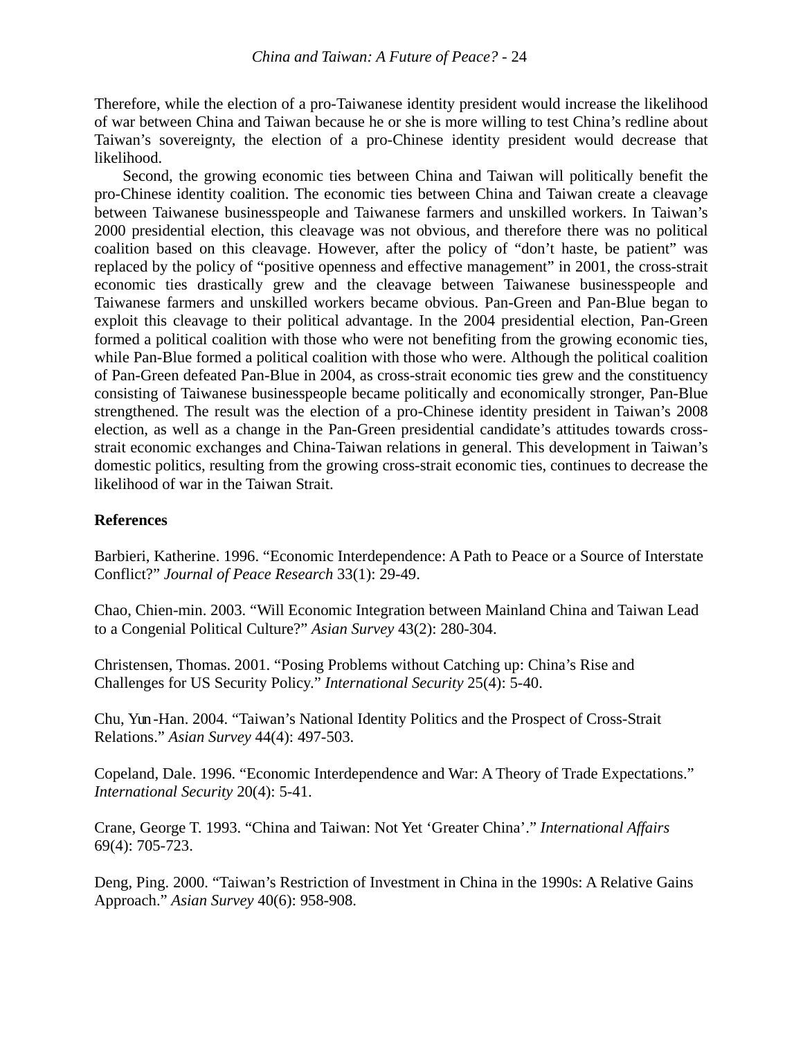Therefore, while the election of a pro-Taiwanese identity president would increase the likelihood of war between China and Taiwan because he or she is more willing to test China's redline about Taiwan's sovereignty, the election of a pro-Chinese identity president would decrease that likelihood.

Second, the growing economic ties between China and Taiwan will politically benefit the pro-Chinese identity coalition. The economic ties between China and Taiwan create a cleavage between Taiwanese businesspeople and Taiwanese farmers and unskilled workers. In Taiwan's 2000 presidential election, this cleavage was not obvious, and therefore there was no political coalition based on this cleavage. However, after the policy of "don't haste, be patient" was replaced by the policy of "positive openness and effective management" in 2001, the cross-strait economic ties drastically grew and the cleavage between Taiwanese businesspeople and Taiwanese farmers and unskilled workers became obvious. Pan-Green and Pan-Blue began to exploit this cleavage to their political advantage. In the 2004 presidential election, Pan-Green formed a political coalition with those who were not benefiting from the growing economic ties, while Pan-Blue formed a political coalition with those who were. Although the political coalition of Pan-Green defeated Pan-Blue in 2004, as cross-strait economic ties grew and the constituency consisting of Taiwanese businesspeople became politically and economically stronger, Pan-Blue strengthened. The result was the election of a pro-Chinese identity president in Taiwan's 2008 election, as well as a change in the Pan-Green presidential candidate's attitudes towards cross-strait economic exchanges and China-Taiwan relations in general. This development in Taiwan's domestic politics, resulting from the growing cross-strait economic ties, continues to decrease the likelihood of war in the Taiwan Strait.

**References**

Barbieri, Katherine. 1996. "Economic Interdependence: A Path to Peace or a Source of Interstate Conflict?" *Journal of Peace Research* 33(1): 29-49.

Chao, Chien-min. 2003. "Will Economic Integration between Mainland China and Taiwan Lead to a Congenial Political Culture?" *Asian Survey* 43(2): 280-304.

Christensen, Thomas. 2001. "Posing Problems without Catching up: China's Rise and Challenges for US Security Policy." *International Security* 25(4): 5-40.

Chu, Yun-Han. 2004. "Taiwan's National Identity Politics and the Prospect of Cross-Strait Relations." *Asian Survey* 44(4): 497-503.

Copeland, Dale. 1996. "Economic Interdependence and War: A Theory of Trade Expectations." *International Security* 20(4): 5-41.

Crane, George T. 1993. "China and Taiwan: Not Yet 'Greater China'." *International Affairs* 69(4): 705-723.

Deng, Ping. 2000. "Taiwan's Restriction of Investment in China in the 1990s: A Relative Gains Approach." *Asian Survey* 40(6): 958-908.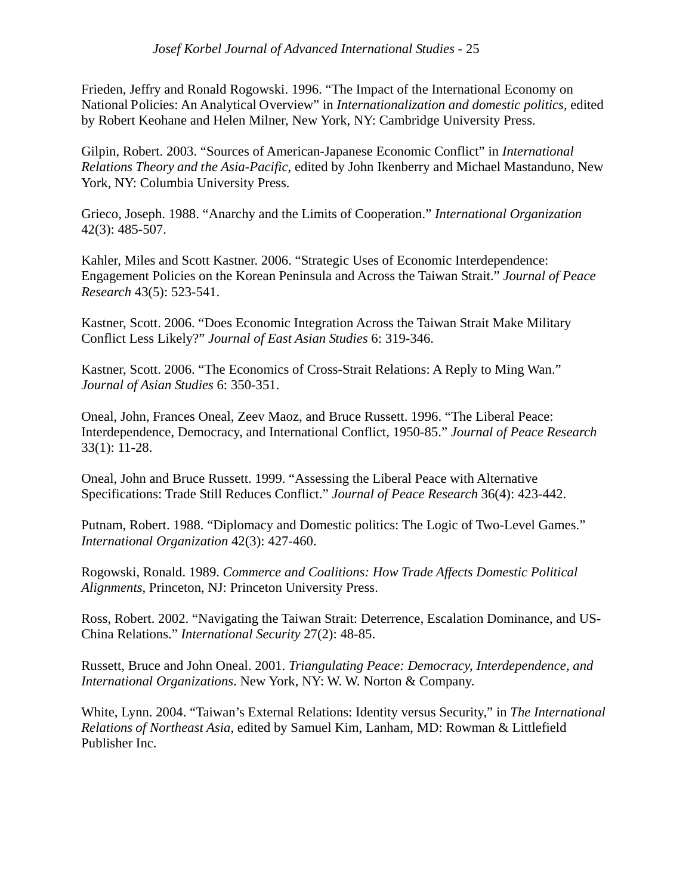Frieden, Jeffry and Ronald Rogowski. 1996. “The Impact of the International Economy on National Policies: An Analytical Overview” in *Internationalization and domestic politics*, edited by Robert Keohane and Helen Milner, New York, NY: Cambridge University Press.

Gilpin, Robert. 2003. “Sources of American-Japanese Economic Conflict” in *International Relations Theory and the Asia-Pacific*, edited by John Ikenberry and Michael Mastanduno, New York, NY: Columbia University Press.

Grieco, Joseph. 1988. “Anarchy and the Limits of Cooperation.” *International Organization* 42(3): 485-507.

Kahler, Miles and Scott Kastner. 2006. “Strategic Uses of Economic Interdependence: Engagement Policies on the Korean Peninsula and Across the Taiwan Strait.” *Journal of Peace Research* 43(5): 523-541.

Kastner, Scott. 2006. “Does Economic Integration Across the Taiwan Strait Make Military Conflict Less Likely?” *Journal of East Asian Studies* 6: 319-346.

Kastner, Scott. 2006. “The Economics of Cross-Strait Relations: A Reply to Ming Wan.” *Journal of Asian Studies* 6: 350-351.

Oneal, John, Frances Oneal, Zeev Maoz, and Bruce Russett. 1996. “The Liberal Peace: Interdependence, Democracy, and International Conflict, 1950-85.” *Journal of Peace Research* 33(1): 11-28.

Oneal, John and Bruce Russett. 1999. “Assessing the Liberal Peace with Alternative Specifications: Trade Still Reduces Conflict.” *Journal of Peace Research* 36(4): 423-442.

Putnam, Robert. 1988. “Diplomacy and Domestic politics: The Logic of Two-Level Games.” *International Organization* 42(3): 427-460.

Rogowski, Ronald. 1989. *Commerce and Coalitions: How Trade Affects Domestic Political Alignments*, Princeton, NJ: Princeton University Press.

Ross, Robert. 2002. “Navigating the Taiwan Strait: Deterrence, Escalation Dominance, and US-China Relations.” *International Security* 27(2): 48-85.

Russett, Bruce and John Oneal. 2001. *Triangulating Peace: Democracy, Interdependence, and International Organizations*. New York, NY: W. W. Norton & Company.

White, Lynn. 2004. “Taiwan’s External Relations: Identity versus Security,” in *The International Relations of Northeast Asia*, edited by Samuel Kim, Lanham, MD: Rowman & Littlefield Publisher Inc.